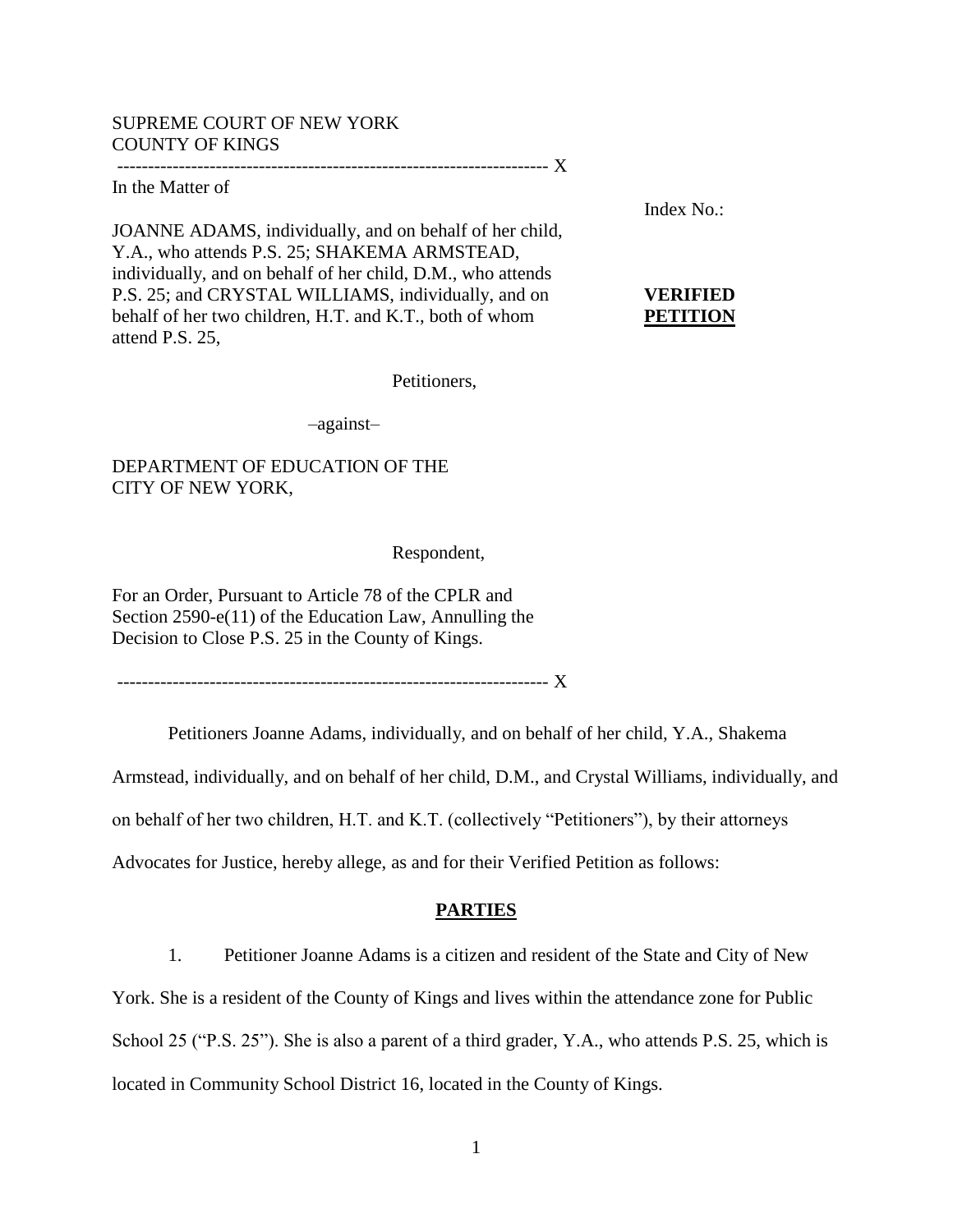SUPREME COURT OF NEW YORK
COUNTY OF KINGS

---------------------------------------------------------------------- X

In the Matter of

Index No.:

JOANNE ADAMS, individually, and on behalf of her child, Y.A., who attends P.S. 25; SHAKEMA ARMSTEAD, individually, and on behalf of her child, D.M., who attends P.S. 25; and CRYSTAL WILLIAMS, individually, and on behalf of her two children, H.T. and K.T., both of whom attend P.S. 25,

**VERIFIED PETITION**

Petitioners,

–against–

DEPARTMENT OF EDUCATION OF THE CITY OF NEW YORK,

Respondent,

For an Order, Pursuant to Article 78 of the CPLR and Section 2590-e(11) of the Education Law, Annulling the Decision to Close P.S. 25 in the County of Kings.

---------------------------------------------------------------------- X

Petitioners Joanne Adams, individually, and on behalf of her child, Y.A., Shakema Armstead, individually, and on behalf of her child, D.M., and Crystal Williams, individually, and on behalf of her two children, H.T. and K.T. (collectively "Petitioners"), by their attorneys Advocates for Justice, hereby allege, as and for their Verified Petition as follows:

## PARTIES

1. Petitioner Joanne Adams is a citizen and resident of the State and City of New York. She is a resident of the County of Kings and lives within the attendance zone for Public School 25 ("P.S. 25"). She is also a parent of a third grader, Y.A., who attends P.S. 25, which is located in Community School District 16, located in the County of Kings.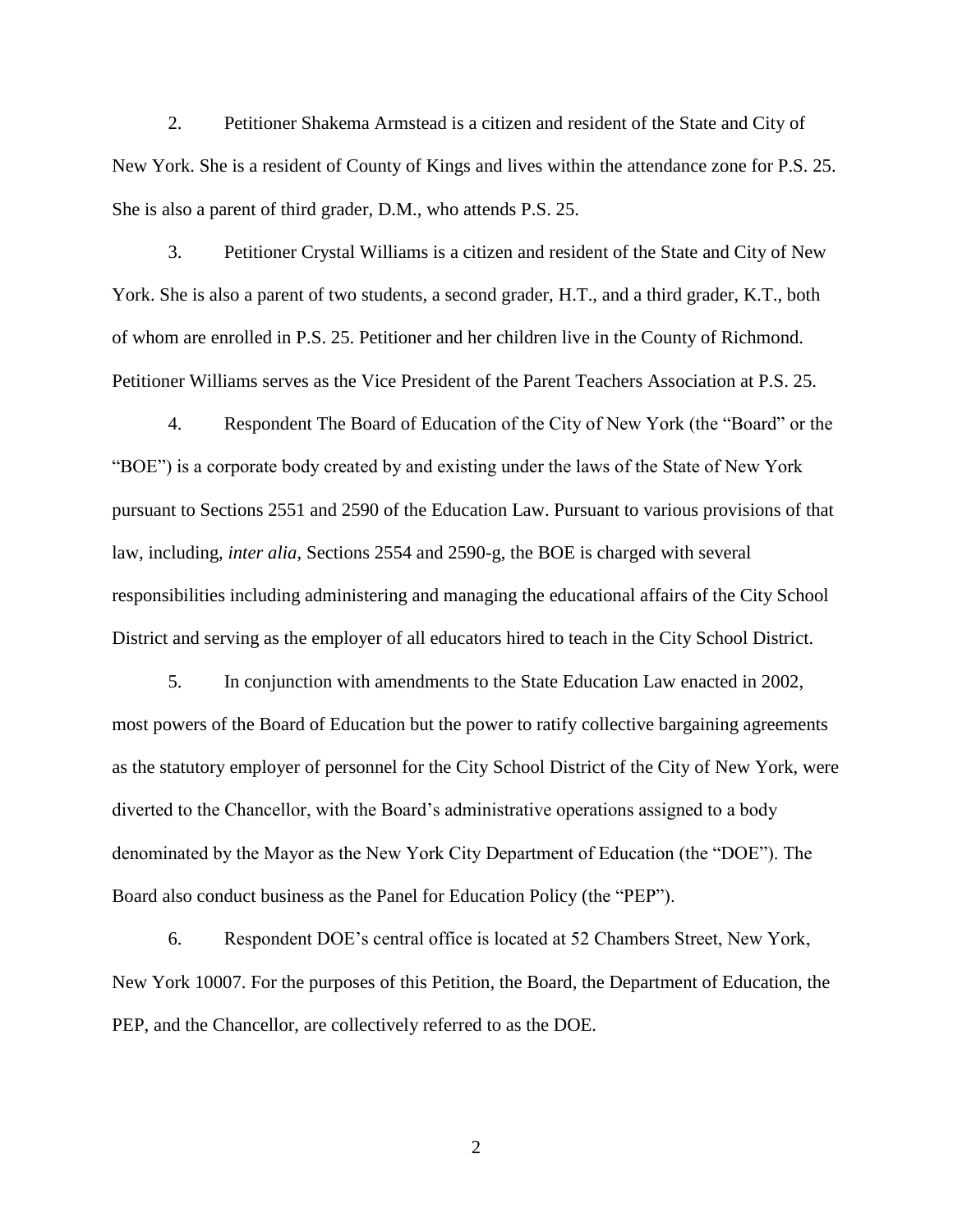2. Petitioner Shakema Armstead is a citizen and resident of the State and City of New York. She is a resident of County of Kings and lives within the attendance zone for P.S. 25. She is also a parent of third grader, D.M., who attends P.S. 25.

3. Petitioner Crystal Williams is a citizen and resident of the State and City of New York. She is also a parent of two students, a second grader, H.T., and a third grader, K.T., both of whom are enrolled in P.S. 25. Petitioner and her children live in the County of Richmond. Petitioner Williams serves as the Vice President of the Parent Teachers Association at P.S. 25.

4. Respondent The Board of Education of the City of New York (the "Board" or the "BOE") is a corporate body created by and existing under the laws of the State of New York pursuant to Sections 2551 and 2590 of the Education Law. Pursuant to various provisions of that law, including, *inter alia*, Sections 2554 and 2590-g, the BOE is charged with several responsibilities including administering and managing the educational affairs of the City School District and serving as the employer of all educators hired to teach in the City School District.

5. In conjunction with amendments to the State Education Law enacted in 2002, most powers of the Board of Education but the power to ratify collective bargaining agreements as the statutory employer of personnel for the City School District of the City of New York, were diverted to the Chancellor, with the Board's administrative operations assigned to a body denominated by the Mayor as the New York City Department of Education (the "DOE"). The Board also conduct business as the Panel for Education Policy (the "PEP").

6. Respondent DOE's central office is located at 52 Chambers Street, New York, New York 10007. For the purposes of this Petition, the Board, the Department of Education, the PEP, and the Chancellor, are collectively referred to as the DOE.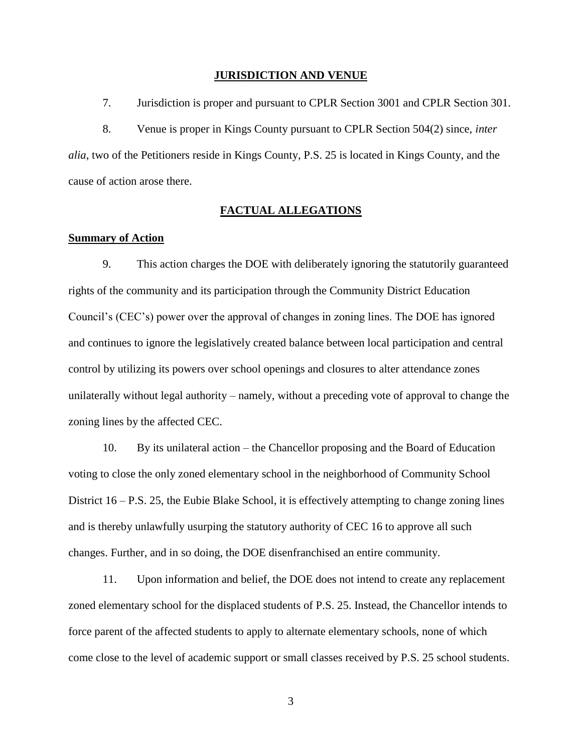## JURISDICTION AND VENUE

7. Jurisdiction is proper and pursuant to CPLR Section 3001 and CPLR Section 301.

8. Venue is proper in Kings County pursuant to CPLR Section 504(2) since, *inter alia*, two of the Petitioners reside in Kings County, P.S. 25 is located in Kings County, and the cause of action arose there.

## FACTUAL ALLEGATIONS

### Summary of Action

9. This action charges the DOE with deliberately ignoring the statutorily guaranteed rights of the community and its participation through the Community District Education Council's (CEC's) power over the approval of changes in zoning lines. The DOE has ignored and continues to ignore the legislatively created balance between local participation and central control by utilizing its powers over school openings and closures to alter attendance zones unilaterally without legal authority – namely, without a preceding vote of approval to change the zoning lines by the affected CEC.

10. By its unilateral action – the Chancellor proposing and the Board of Education voting to close the only zoned elementary school in the neighborhood of Community School District 16 – P.S. 25, the Eubie Blake School, it is effectively attempting to change zoning lines and is thereby unlawfully usurping the statutory authority of CEC 16 to approve all such changes. Further, and in so doing, the DOE disenfranchised an entire community.

11. Upon information and belief, the DOE does not intend to create any replacement zoned elementary school for the displaced students of P.S. 25. Instead, the Chancellor intends to force parent of the affected students to apply to alternate elementary schools, none of which come close to the level of academic support or small classes received by P.S. 25 school students.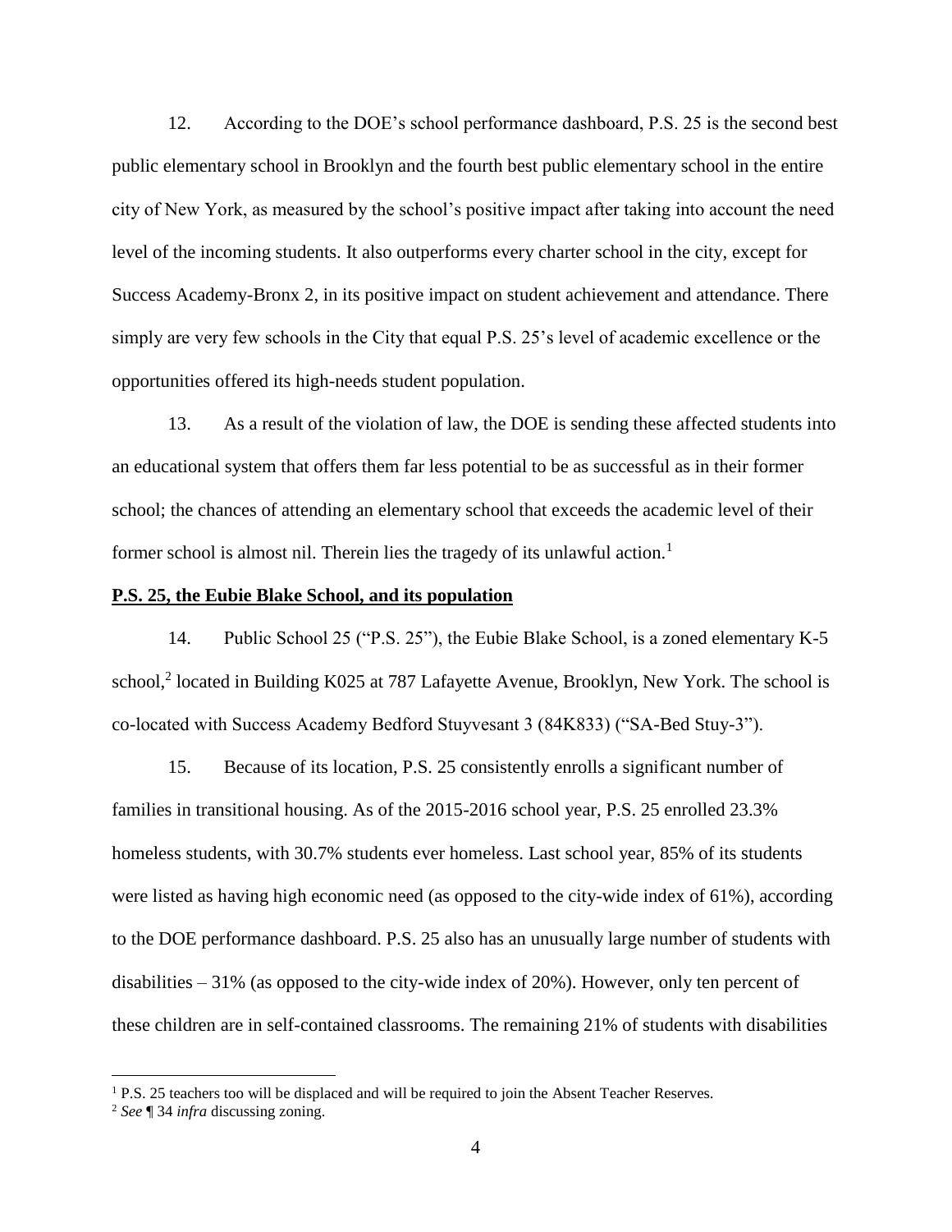12. According to the DOE's school performance dashboard, P.S. 25 is the second best public elementary school in Brooklyn and the fourth best public elementary school in the entire city of New York, as measured by the school's positive impact after taking into account the need level of the incoming students. It also outperforms every charter school in the city, except for Success Academy-Bronx 2, in its positive impact on student achievement and attendance. There simply are very few schools in the City that equal P.S. 25's level of academic excellence or the opportunities offered its high-needs student population.

13. As a result of the violation of law, the DOE is sending these affected students into an educational system that offers them far less potential to be as successful as in their former school; the chances of attending an elementary school that exceeds the academic level of their former school is almost nil. Therein lies the tragedy of its unlawful action.[1]

**P.S. 25, the Eubie Blake School, and its population**

14. Public School 25 ("P.S. 25"), the Eubie Blake School, is a zoned elementary K-5 school,[2] located in Building K025 at 787 Lafayette Avenue, Brooklyn, New York. The school is co-located with Success Academy Bedford Stuyvesant 3 (84K833) ("SA-Bed Stuy-3").

15. Because of its location, P.S. 25 consistently enrolls a significant number of families in transitional housing. As of the 2015-2016 school year, P.S. 25 enrolled 23.3% homeless students, with 30.7% students ever homeless. Last school year, 85% of its students were listed as having high economic need (as opposed to the city-wide index of 61%), according to the DOE performance dashboard. P.S. 25 also has an unusually large number of students with disabilities – 31% (as opposed to the city-wide index of 20%). However, only ten percent of these children are in self-contained classrooms. The remaining 21% of students with disabilities

---

[1] P.S. 25 teachers too will be displaced and will be required to join the Absent Teacher Reserves.

[2] *See* ¶ 34 *infra* discussing zoning.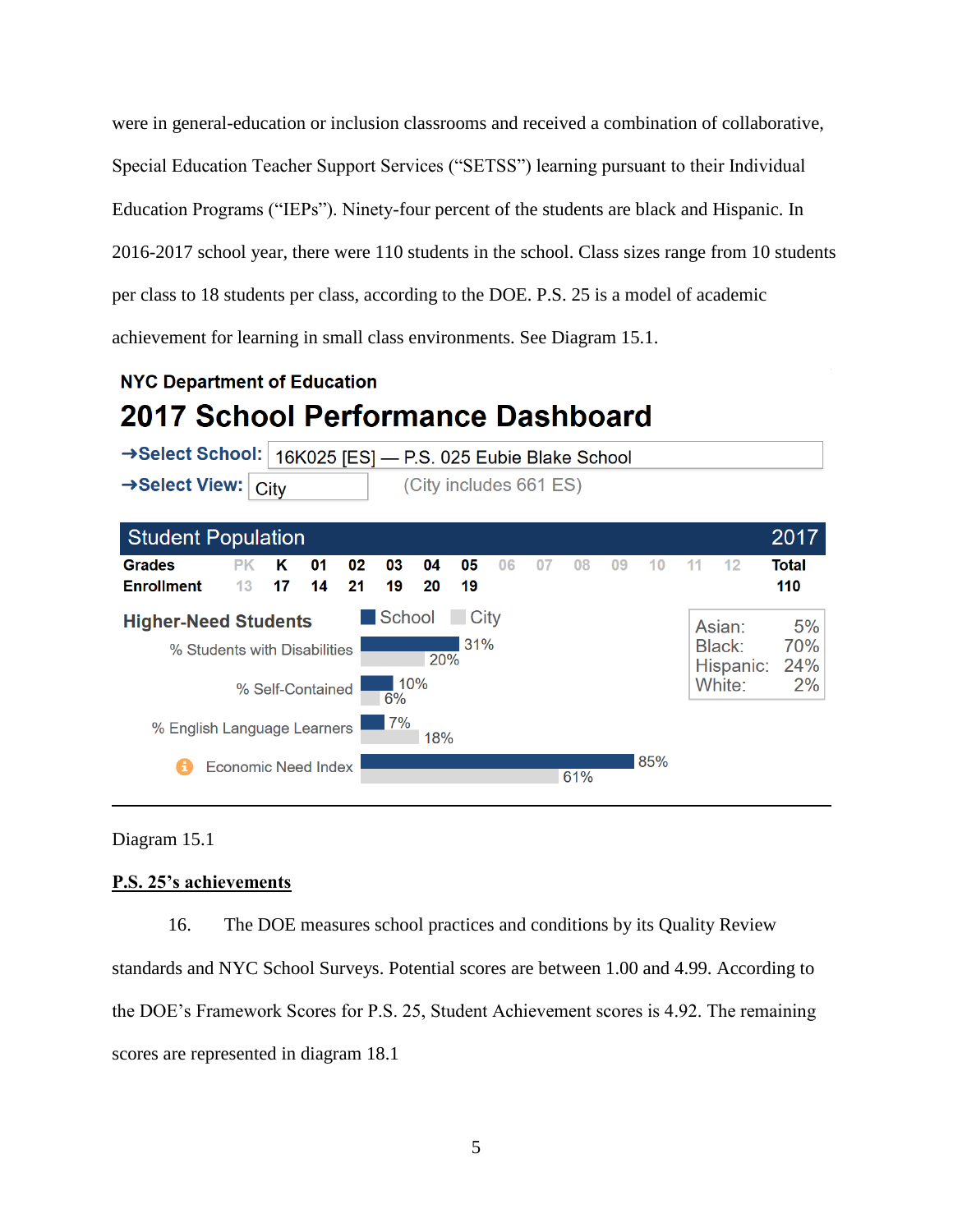were in general-education or inclusion classrooms and received a combination of collaborative, Special Education Teacher Support Services ("SETSS") learning pursuant to their Individual Education Programs ("IEPs"). Ninety-four percent of the students are black and Hispanic. In 2016-2017 school year, there were 110 students in the school. Class sizes range from 10 students per class to 18 students per class, according to the DOE. P.S. 25 is a model of academic achievement for learning in small class environments. See Diagram 15.1.

NYC Department of Education

**2017 School Performance Dashboard**

➔Select School: 16K025 [ES] — P.S. 025 Eubie Blake School

➔Select View: City (City includes 661 ES)

**Student Population** 2017

| Grades | PK | K | 01 | 02 | 03 | 04 | 05 | 06 | 07 | 08 | 09 | 10 | 11 | 12 | Total |
|---|---|---|---|---|---|---|---|---|---|---|---|---|---|---|---|
| Enrollment | 13 | 17 | 14 | 21 | 19 | 20 | 19 | | | | | | | | 110 |

**Higher-Need Students**

School City

% Students with Disabilities 31% 20%

% Self-Contained 10% 6%

% English Language Learners 7% 18%

Economic Need Index 85% 61%

Asian: 5%
Black: 70%
Hispanic: 24%
White: 2%

Diagram 15.1

**P.S. 25's achievements**

16. The DOE measures school practices and conditions by its Quality Review standards and NYC School Surveys. Potential scores are between 1.00 and 4.99. According to the DOE's Framework Scores for P.S. 25, Student Achievement scores is 4.92. The remaining scores are represented in diagram 18.1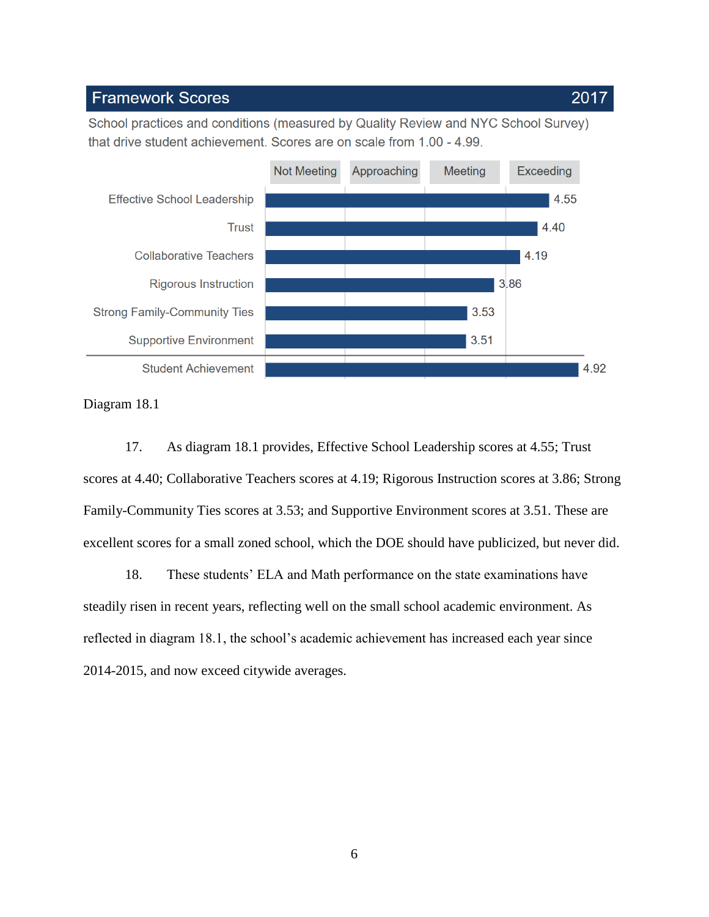Framework Scores 2017

School practices and conditions (measured by Quality Review and NYC School Survey) that drive student achievement. Scores are on scale from 1.00 - 4.99.

Not Meeting
Approaching
Meeting
Exceeding

Effective School Leadership 4.55
Trust 4.40
Collaborative Teachers 4.19
Rigorous Instruction 3.86
Strong Family-Community Ties 3.53
Supportive Environment 3.51
Student Achievement 4.92

Diagram 18.1

17. As diagram 18.1 provides, Effective School Leadership scores at 4.55; Trust scores at 4.40; Collaborative Teachers scores at 4.19; Rigorous Instruction scores at 3.86; Strong Family-Community Ties scores at 3.53; and Supportive Environment scores at 3.51. These are excellent scores for a small zoned school, which the DOE should have publicized, but never did.

18. These students' ELA and Math performance on the state examinations have steadily risen in recent years, reflecting well on the small school academic environment. As reflected in diagram 18.1, the school's academic achievement has increased each year since 2014-2015, and now exceed citywide averages.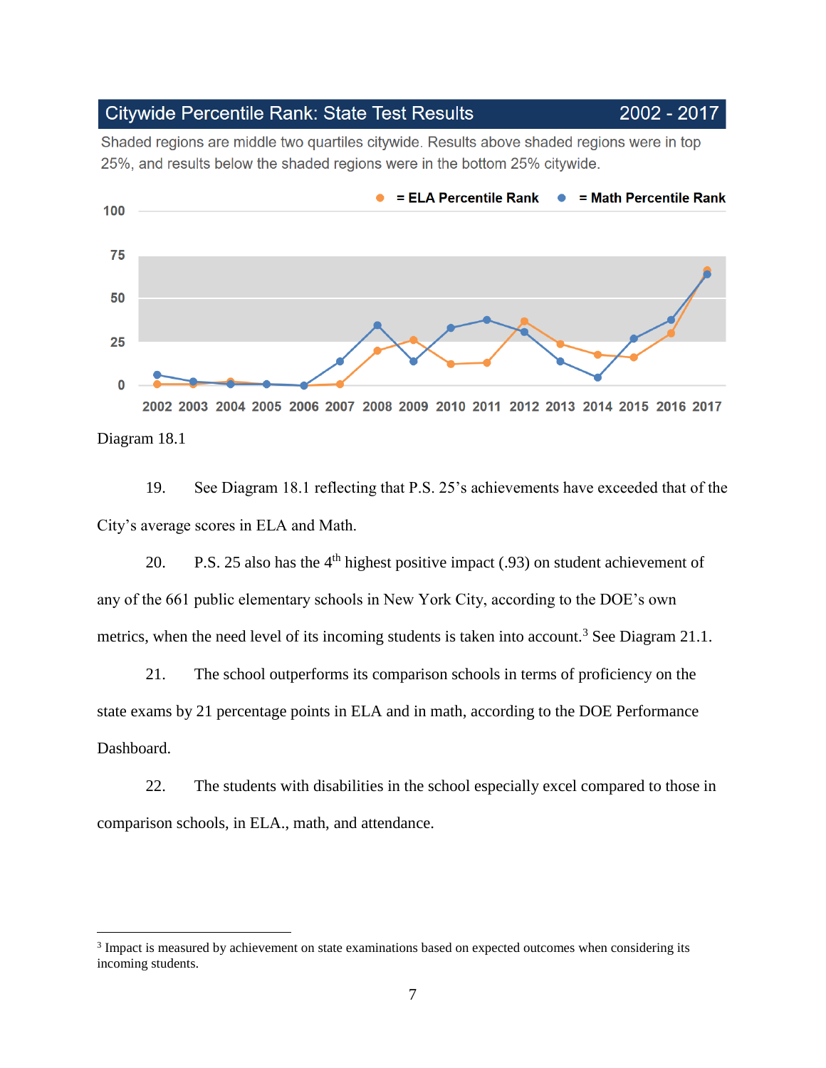Citywide Percentile Rank: State Test Results 2002 - 2017

Shaded regions are middle two quartiles citywide. Results above shaded regions were in top 25%, and results below the shaded regions were in the bottom 25% citywide.

= ELA Percentile Rank = Math Percentile Rank

100
75
50
25
0

2002 2003 2004 2005 2006 2007 2008 2009 2010 2011 2012 2013 2014 2015 2016 2017

Diagram 18.1

19. See Diagram 18.1 reflecting that P.S. 25's achievements have exceeded that of the City's average scores in ELA and Math.

20. P.S. 25 also has the 4th highest positive impact (.93) on student achievement of any of the 661 public elementary schools in New York City, according to the DOE's own metrics, when the need level of its incoming students is taken into account.[3] See Diagram 21.1.

21. The school outperforms its comparison schools in terms of proficiency on the state exams by 21 percentage points in ELA and in math, according to the DOE Performance Dashboard.

22. The students with disabilities in the school especially excel compared to those in comparison schools, in ELA., math, and attendance.

---

[3] Impact is measured by achievement on state examinations based on expected outcomes when considering its incoming students.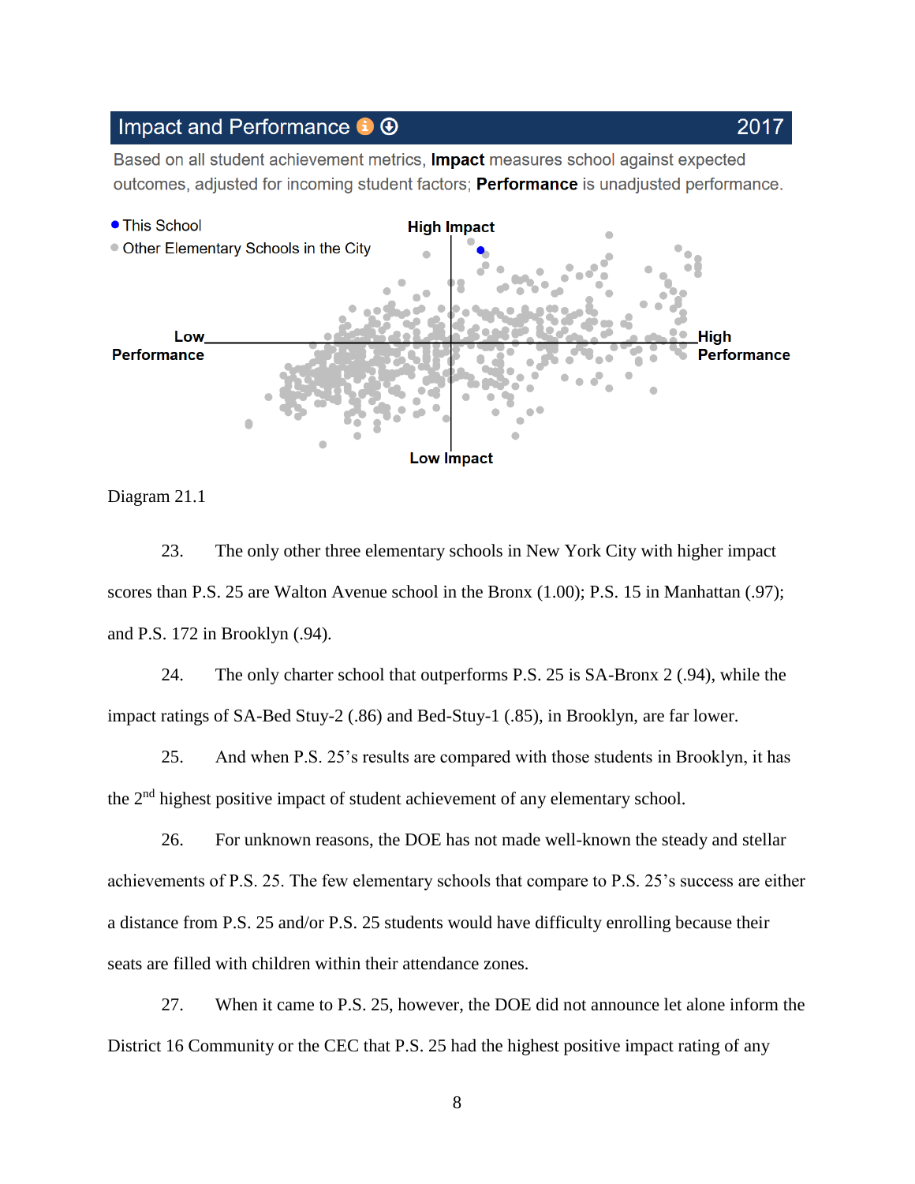Impact and Performance 2017

Based on all student achievement metrics, **Impact** measures school against expected outcomes, adjusted for incoming student factors; **Performance** is unadjusted performance.

This School

Other Elementary Schools in the City

High Impact

Low Performance

High Performance

Low Impact

Diagram 21.1

23. The only other three elementary schools in New York City with higher impact scores than P.S. 25 are Walton Avenue school in the Bronx (1.00); P.S. 15 in Manhattan (.97); and P.S. 172 in Brooklyn (.94).

24. The only charter school that outperforms P.S. 25 is SA-Bronx 2 (.94), while the impact ratings of SA-Bed Stuy-2 (.86) and Bed-Stuy-1 (.85), in Brooklyn, are far lower.

25. And when P.S. 25's results are compared with those students in Brooklyn, it has the 2nd highest positive impact of student achievement of any elementary school.

26. For unknown reasons, the DOE has not made well-known the steady and stellar achievements of P.S. 25. The few elementary schools that compare to P.S. 25's success are either a distance from P.S. 25 and/or P.S. 25 students would have difficulty enrolling because their seats are filled with children within their attendance zones.

27. When it came to P.S. 25, however, the DOE did not announce let alone inform the District 16 Community or the CEC that P.S. 25 had the highest positive impact rating of any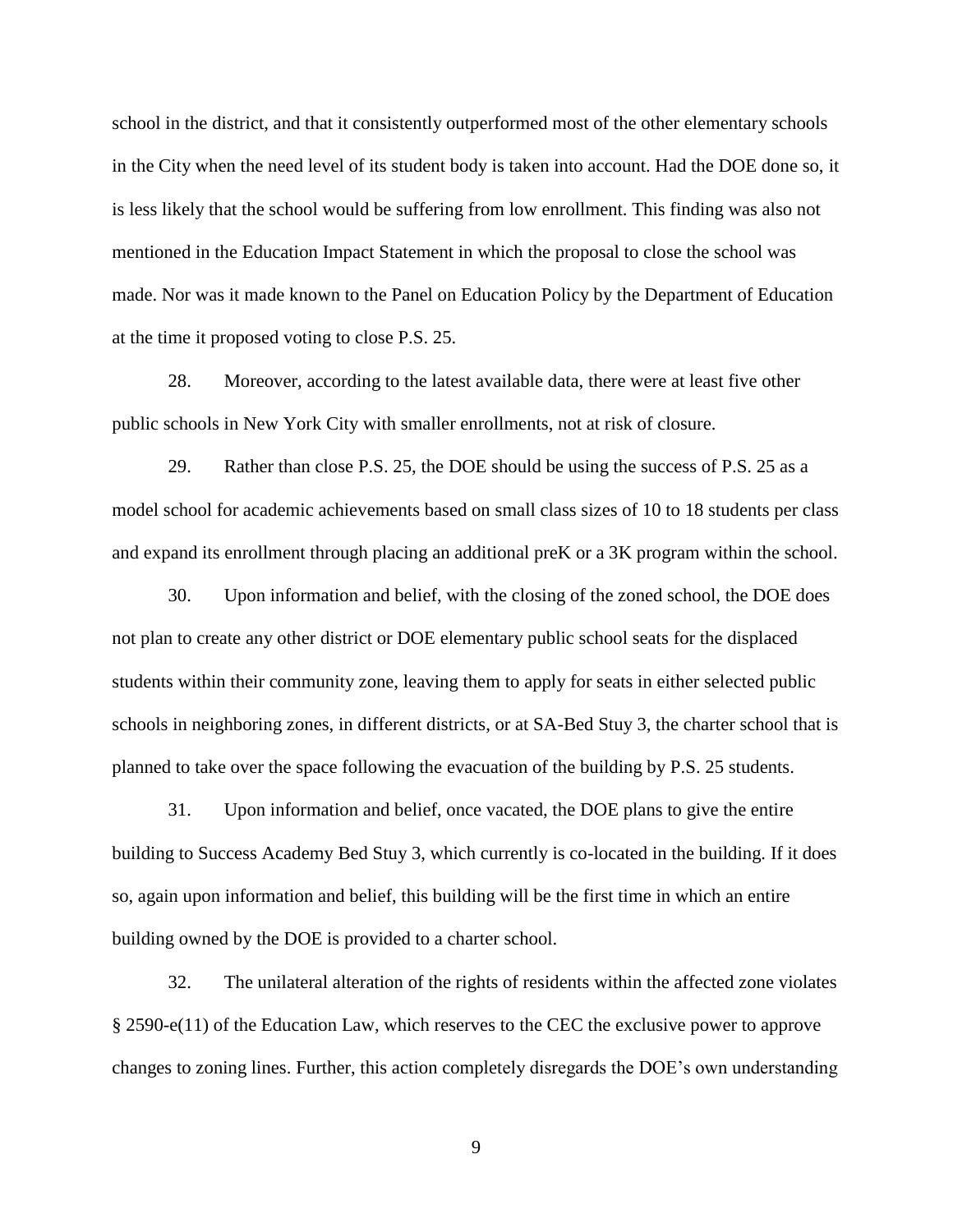school in the district, and that it consistently outperformed most of the other elementary schools in the City when the need level of its student body is taken into account. Had the DOE done so, it is less likely that the school would be suffering from low enrollment. This finding was also not mentioned in the Education Impact Statement in which the proposal to close the school was made. Nor was it made known to the Panel on Education Policy by the Department of Education at the time it proposed voting to close P.S. 25.

28. Moreover, according to the latest available data, there were at least five other public schools in New York City with smaller enrollments, not at risk of closure.

29. Rather than close P.S. 25, the DOE should be using the success of P.S. 25 as a model school for academic achievements based on small class sizes of 10 to 18 students per class and expand its enrollment through placing an additional preK or a 3K program within the school.

30. Upon information and belief, with the closing of the zoned school, the DOE does not plan to create any other district or DOE elementary public school seats for the displaced students within their community zone, leaving them to apply for seats in either selected public schools in neighboring zones, in different districts, or at SA-Bed Stuy 3, the charter school that is planned to take over the space following the evacuation of the building by P.S. 25 students.

31. Upon information and belief, once vacated, the DOE plans to give the entire building to Success Academy Bed Stuy 3, which currently is co-located in the building. If it does so, again upon information and belief, this building will be the first time in which an entire building owned by the DOE is provided to a charter school.

32. The unilateral alteration of the rights of residents within the affected zone violates § 2590-e(11) of the Education Law, which reserves to the CEC the exclusive power to approve changes to zoning lines. Further, this action completely disregards the DOE's own understanding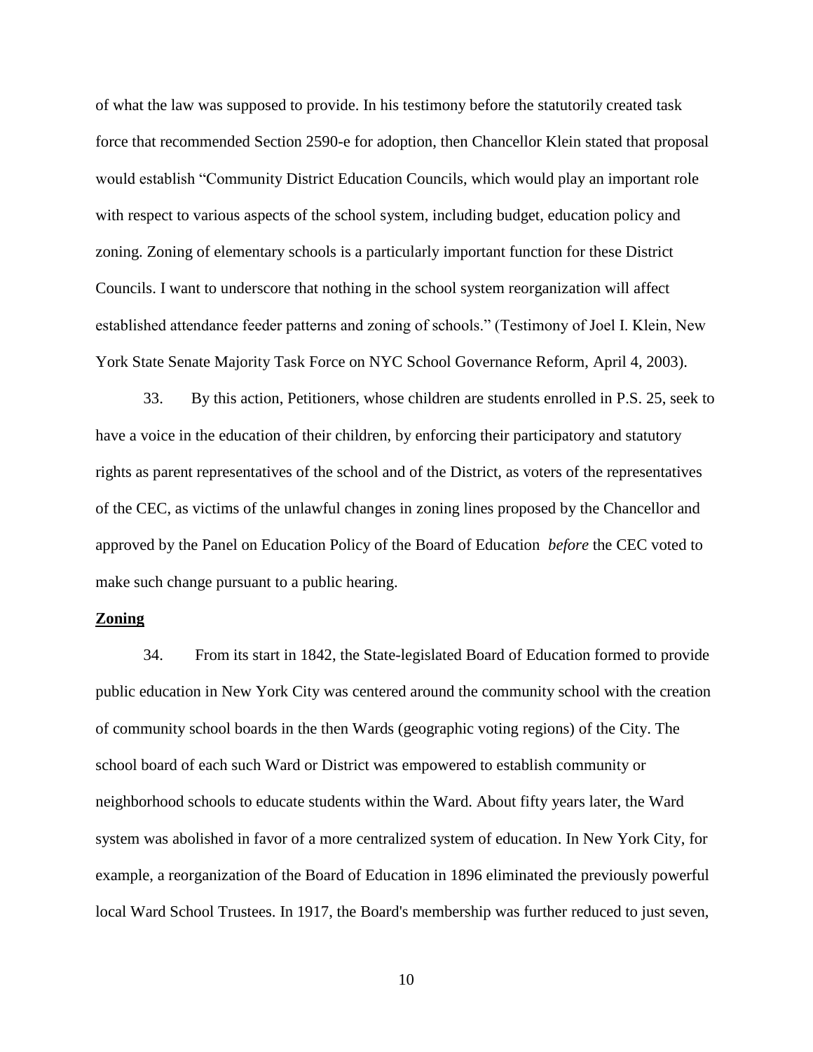of what the law was supposed to provide. In his testimony before the statutorily created task force that recommended Section 2590-e for adoption, then Chancellor Klein stated that proposal would establish "Community District Education Councils, which would play an important role with respect to various aspects of the school system, including budget, education policy and zoning. Zoning of elementary schools is a particularly important function for these District Councils. I want to underscore that nothing in the school system reorganization will affect established attendance feeder patterns and zoning of schools." (Testimony of Joel I. Klein, New York State Senate Majority Task Force on NYC School Governance Reform, April 4, 2003).

33. By this action, Petitioners, whose children are students enrolled in P.S. 25, seek to have a voice in the education of their children, by enforcing their participatory and statutory rights as parent representatives of the school and of the District, as voters of the representatives of the CEC, as victims of the unlawful changes in zoning lines proposed by the Chancellor and approved by the Panel on Education Policy of the Board of Education *before* the CEC voted to make such change pursuant to a public hearing.

**Zoning**

34. From its start in 1842, the State-legislated Board of Education formed to provide public education in New York City was centered around the community school with the creation of community school boards in the then Wards (geographic voting regions) of the City. The school board of each such Ward or District was empowered to establish community or neighborhood schools to educate students within the Ward. About fifty years later, the Ward system was abolished in favor of a more centralized system of education. In New York City, for example, a reorganization of the Board of Education in 1896 eliminated the previously powerful local Ward School Trustees. In 1917, the Board's membership was further reduced to just seven,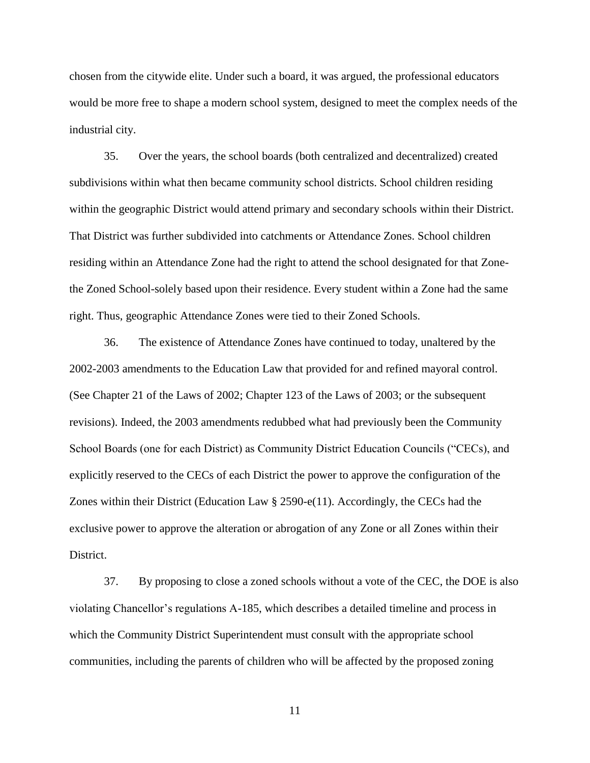chosen from the citywide elite. Under such a board, it was argued, the professional educators would be more free to shape a modern school system, designed to meet the complex needs of the industrial city.

35. Over the years, the school boards (both centralized and decentralized) created subdivisions within what then became community school districts. School children residing within the geographic District would attend primary and secondary schools within their District. That District was further subdivided into catchments or Attendance Zones. School children residing within an Attendance Zone had the right to attend the school designated for that Zone-the Zoned School-solely based upon their residence. Every student within a Zone had the same right. Thus, geographic Attendance Zones were tied to their Zoned Schools.

36. The existence of Attendance Zones have continued to today, unaltered by the 2002-2003 amendments to the Education Law that provided for and refined mayoral control. (See Chapter 21 of the Laws of 2002; Chapter 123 of the Laws of 2003; or the subsequent revisions). Indeed, the 2003 amendments redubbed what had previously been the Community School Boards (one for each District) as Community District Education Councils ("CECs), and explicitly reserved to the CECs of each District the power to approve the configuration of the Zones within their District (Education Law § 2590-e(11). Accordingly, the CECs had the exclusive power to approve the alteration or abrogation of any Zone or all Zones within their District.

37. By proposing to close a zoned schools without a vote of the CEC, the DOE is also violating Chancellor's regulations A-185, which describes a detailed timeline and process in which the Community District Superintendent must consult with the appropriate school communities, including the parents of children who will be affected by the proposed zoning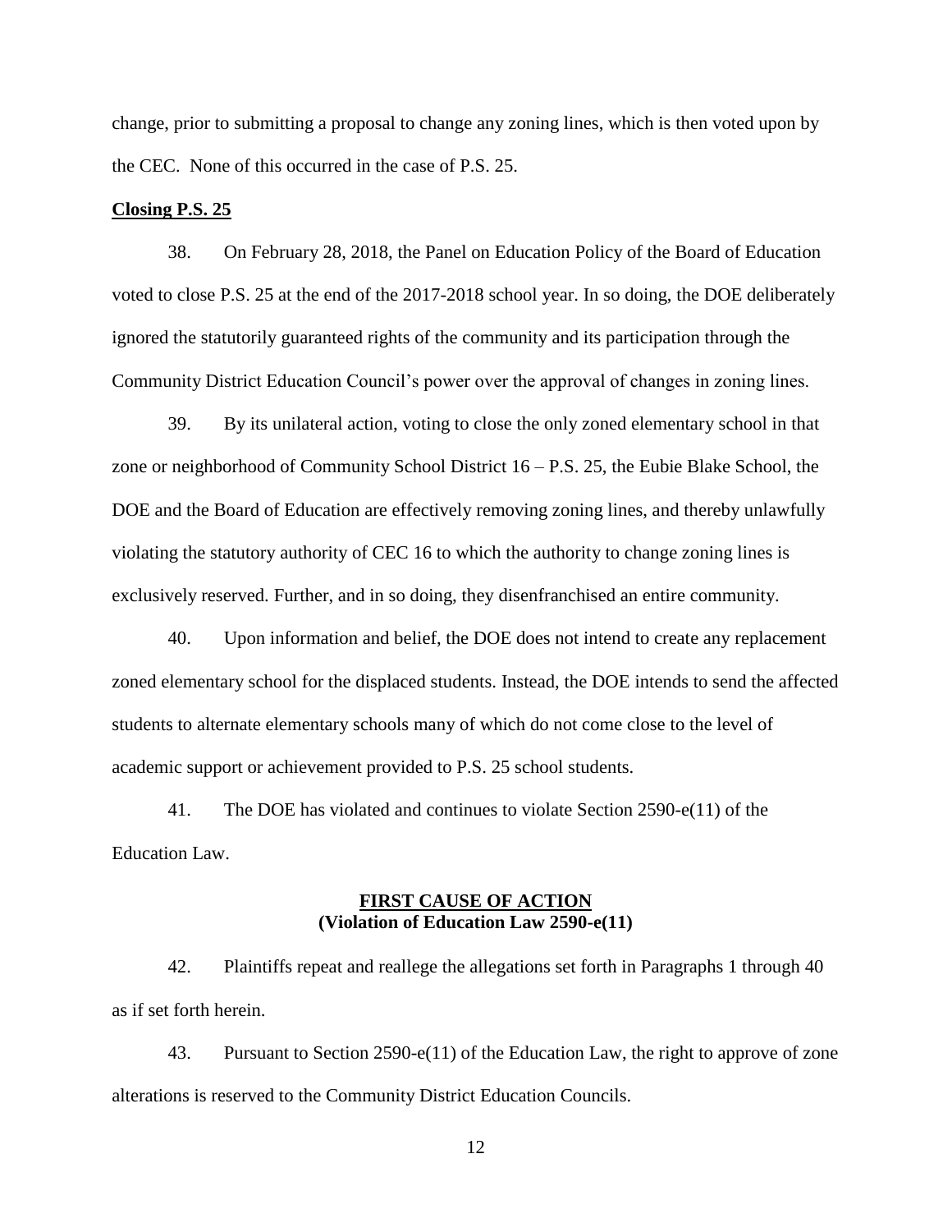change, prior to submitting a proposal to change any zoning lines, which is then voted upon by the CEC. None of this occurred in the case of P.S. 25.

**Closing P.S. 25**

38. On February 28, 2018, the Panel on Education Policy of the Board of Education voted to close P.S. 25 at the end of the 2017-2018 school year. In so doing, the DOE deliberately ignored the statutorily guaranteed rights of the community and its participation through the Community District Education Council's power over the approval of changes in zoning lines.

39. By its unilateral action, voting to close the only zoned elementary school in that zone or neighborhood of Community School District 16 – P.S. 25, the Eubie Blake School, the DOE and the Board of Education are effectively removing zoning lines, and thereby unlawfully violating the statutory authority of CEC 16 to which the authority to change zoning lines is exclusively reserved. Further, and in so doing, they disenfranchised an entire community.

40. Upon information and belief, the DOE does not intend to create any replacement zoned elementary school for the displaced students. Instead, the DOE intends to send the affected students to alternate elementary schools many of which do not come close to the level of academic support or achievement provided to P.S. 25 school students.

41. The DOE has violated and continues to violate Section 2590-e(11) of the Education Law.

**FIRST CAUSE OF ACTION**
**(Violation of Education Law 2590-e(11)**

42. Plaintiffs repeat and reallege the allegations set forth in Paragraphs 1 through 40 as if set forth herein.

43. Pursuant to Section 2590-e(11) of the Education Law, the right to approve of zone alterations is reserved to the Community District Education Councils.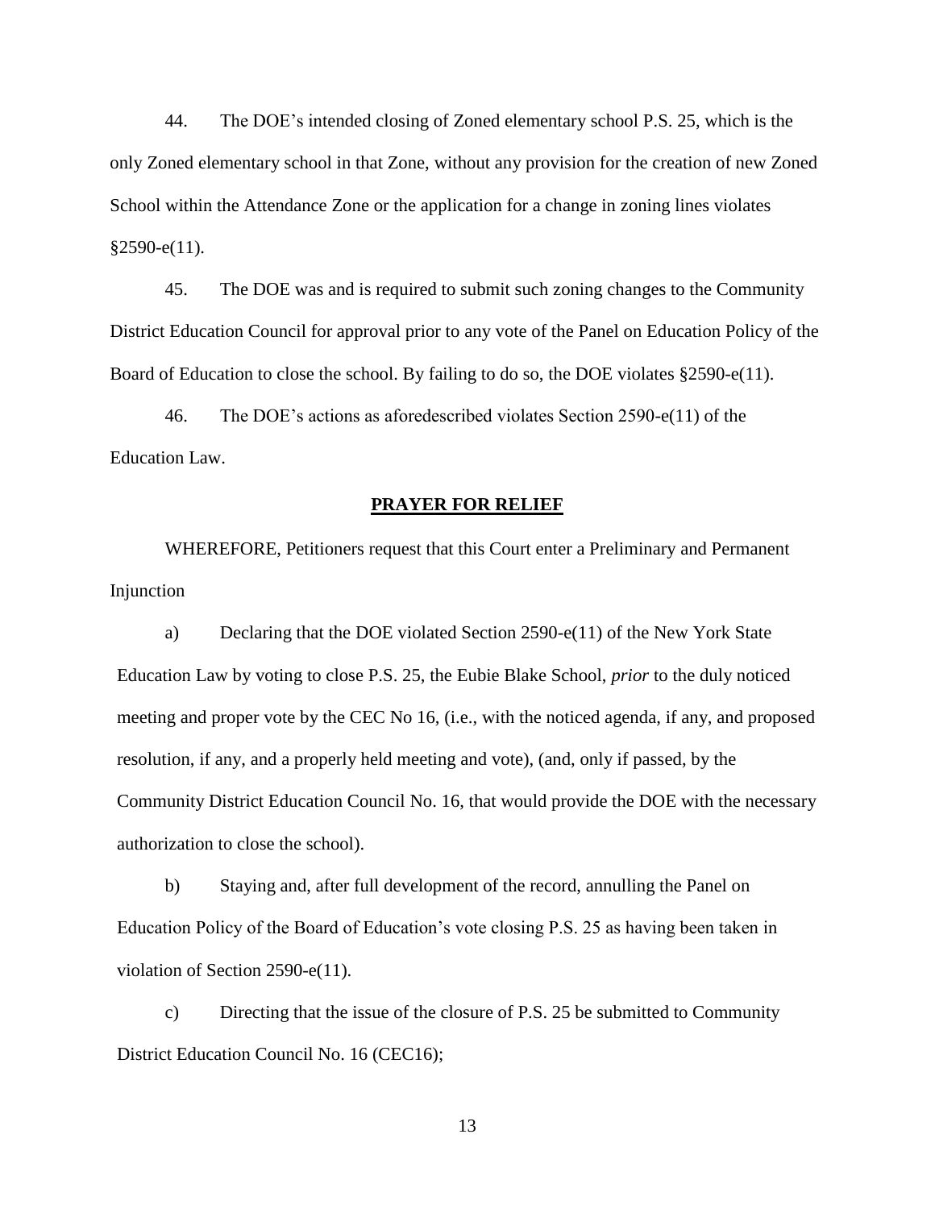44. The DOE's intended closing of Zoned elementary school P.S. 25, which is the only Zoned elementary school in that Zone, without any provision for the creation of new Zoned School within the Attendance Zone or the application for a change in zoning lines violates §2590-e(11).

45. The DOE was and is required to submit such zoning changes to the Community District Education Council for approval prior to any vote of the Panel on Education Policy of the Board of Education to close the school. By failing to do so, the DOE violates §2590-e(11).

46. The DOE's actions as aforedescribed violates Section 2590-e(11) of the Education Law.

## **PRAYER FOR RELIEF**

WHEREFORE, Petitioners request that this Court enter a Preliminary and Permanent Injunction

a) Declaring that the DOE violated Section 2590-e(11) of the New York State Education Law by voting to close P.S. 25, the Eubie Blake School, *prior* to the duly noticed meeting and proper vote by the CEC No 16, (i.e., with the noticed agenda, if any, and proposed resolution, if any, and a properly held meeting and vote), (and, only if passed, by the Community District Education Council No. 16, that would provide the DOE with the necessary authorization to close the school).

b) Staying and, after full development of the record, annulling the Panel on Education Policy of the Board of Education's vote closing P.S. 25 as having been taken in violation of Section 2590-e(11).

c) Directing that the issue of the closure of P.S. 25 be submitted to Community District Education Council No. 16 (CEC16);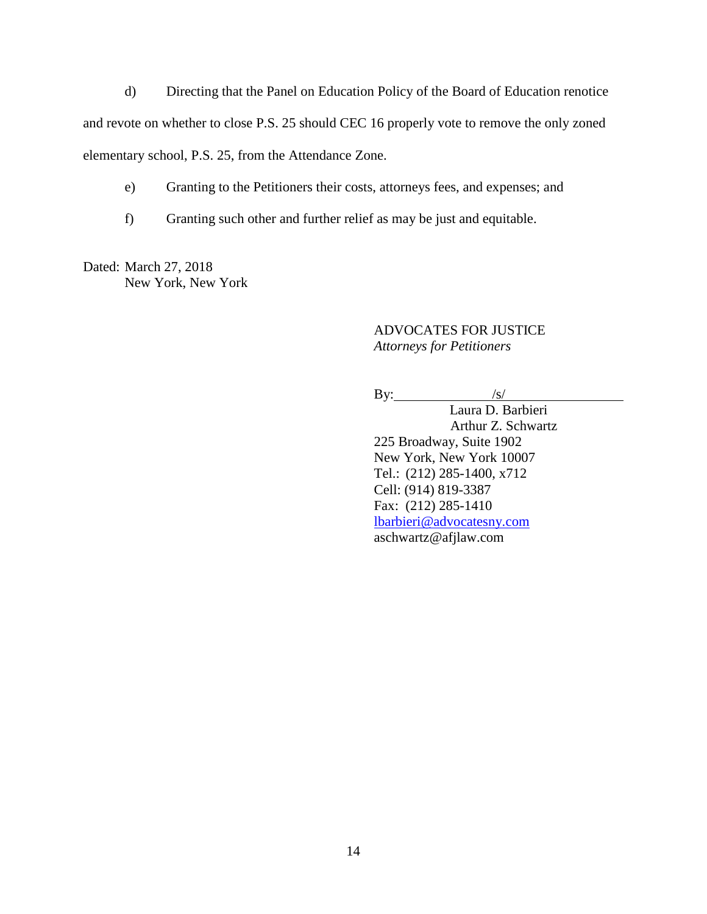d) Directing that the Panel on Education Policy of the Board of Education renotice and revote on whether to close P.S. 25 should CEC 16 properly vote to remove the only zoned elementary school, P.S. 25, from the Attendance Zone.

e) Granting to the Petitioners their costs, attorneys fees, and expenses; and

f) Granting such other and further relief as may be just and equitable.

Dated: March 27, 2018
New York, New York

ADVOCATES FOR JUSTICE
*Attorneys for Petitioners*

By: /s/
Laura D. Barbieri
Arthur Z. Schwartz
225 Broadway, Suite 1902
New York, New York 10007
Tel.: (212) 285-1400, x712
Cell: (914) 819-3387
Fax: (212) 285-1410
lbarbieri@advocatesny.com
aschwartz@afjlaw.com